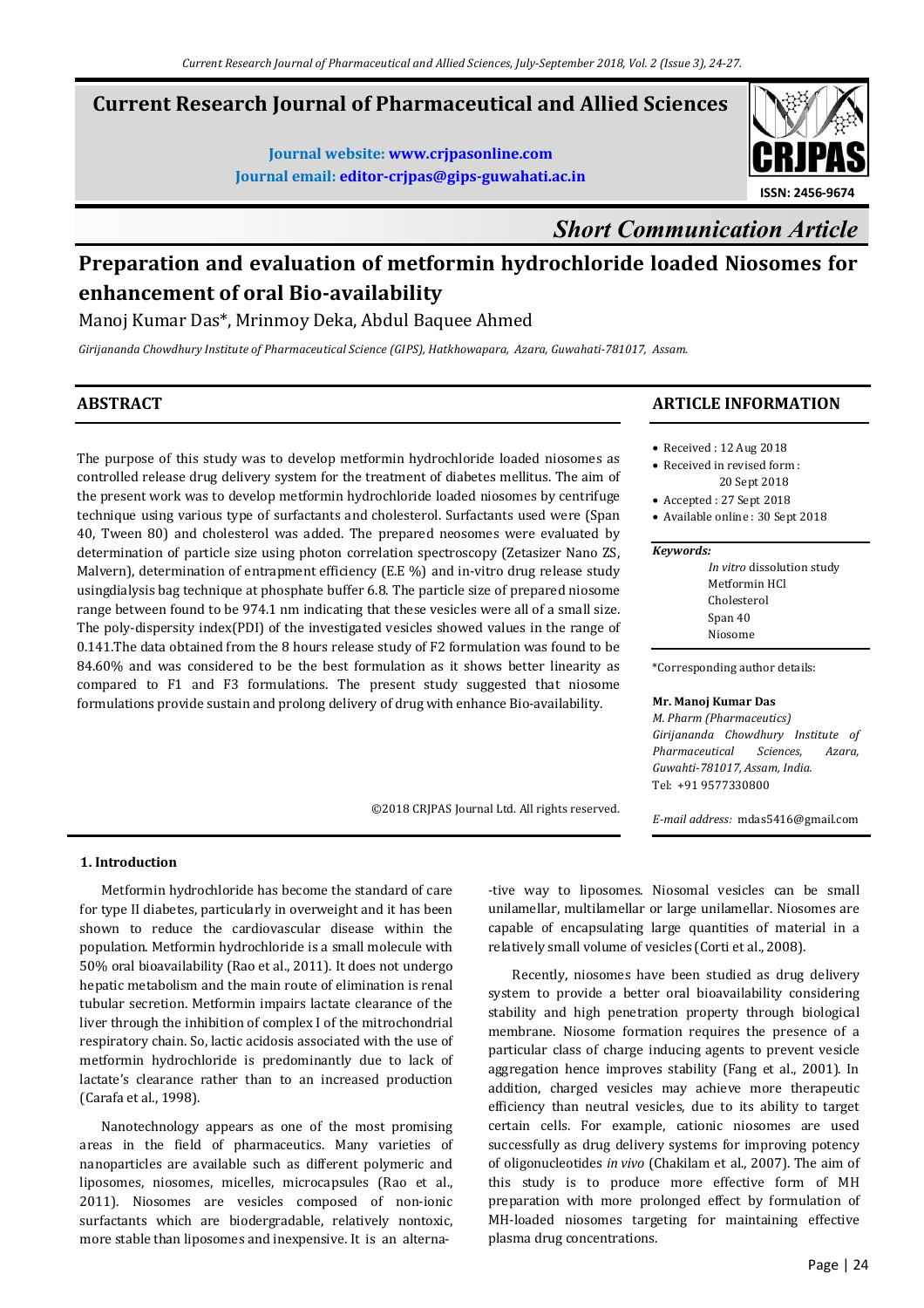# Current Research Journal of Pharmaceutical and Allied Sciences

**Journal website: www.crjpasonline.com**
**Journal email: editor-crjpas@gips-guwahati.ac.in**

ISSN: 2456-9674

*Short Communication Article*

# Preparation and evaluation of metformin hydrochloride loaded Niosomes for enhancement of oral Bio-availability

Manoj Kumar Das*, Mrinmoy Deka, Abdul Baquee Ahmed

*Girijananda Chowdhury Institute of Pharmaceutical Science (GIPS), Hatkhowapara, Azara, Guwahati-781017, Assam.*

## ABSTRACT

The purpose of this study was to develop metformin hydrochloride loaded niosomes as controlled release drug delivery system for the treatment of diabetes mellitus. The aim of the present work was to develop metformin hydrochloride loaded niosomes by centrifuge technique using various type of surfactants and cholesterol. Surfactants used were (Span 40, Tween 80) and cholesterol was added. The prepared neosomes were evaluated by determination of particle size using photon correlation spectroscopy (Zetasizer Nano ZS, Malvern), determination of entrapment efficiency (E.E %) and in-vitro drug release study usingdialysis bag technique at phosphate buffer 6.8. The particle size of prepared niosome range between found to be 974.1 nm indicating that these vesicles were all of a small size. The poly-dispersity index(PDI) of the investigated vesicles showed values in the range of 0.141.The data obtained from the 8 hours release study of F2 formulation was found to be 84.60% and was considered to be the best formulation as it shows better linearity as compared to F1 and F3 formulations. The present study suggested that niosome formulations provide sustain and prolong delivery of drug with enhance Bio-availability.

©2018 CRJPAS Journal Ltd. All rights reserved.

## ARTICLE INFORMATION

- Received : 12 Aug 2018
- Received in revised form : 20 Sept 2018
- Accepted : 27 Sept 2018
- Available online : 30 Sept 2018

*Keywords:*
*In vitro* dissolution study
Metformin HCl
Cholesterol
Span 40
Niosome

*Corresponding author details:

**Mr. Manoj Kumar Das**
*M. Pharm (Pharmaceutics)*
*Girijananda Chowdhury Institute of Pharmaceutical Sciences, Azara, Guwahti-781017, Assam, India.*
Tel: +91 9577330800

*E-mail address:* mdas5416@gmail.com

### 1. Introduction

Metformin hydrochloride has become the standard of care for type II diabetes, particularly in overweight and it has been shown to reduce the cardiovascular disease within the population. Metformin hydrochloride is a small molecule with 50% oral bioavailability (Rao et al., 2011). It does not undergo hepatic metabolism and the main route of elimination is renal tubular secretion. Metformin impairs lactate clearance of the liver through the inhibition of complex I of the mitochondrial respiratory chain. So, lactic acidosis associated with the use of metformin hydrochloride is predominantly due to lack of lactate's clearance rather than to an increased production (Carafa et al., 1998).

Nanotechnology appears as one of the most promising areas in the field of pharmaceutics. Many varieties of nanoparticles are available such as different polymeric and liposomes, niosomes, micelles, microcapsules (Rao et al., 2011). Niosomes are vesicles composed of non-ionic surfactants which are biodergradable, relatively nontoxic, more stable than liposomes and inexpensive. It is an alternative way to liposomes. Niosomal vesicles can be small unilamellar, multilamellar or large unilamellar. Niosomes are capable of encapsulating large quantities of material in a relatively small volume of vesicles (Corti et al., 2008).

Recently, niosomes have been studied as drug delivery system to provide a better oral bioavailability considering stability and high penetration property through biological membrane. Niosome formation requires the presence of a particular class of charge inducing agents to prevent vesicle aggregation hence improves stability (Fang et al., 2001). In addition, charged vesicles may achieve more therapeutic efficiency than neutral vesicles, due to its ability to target certain cells. For example, cationic niosomes are used successfully as drug delivery systems for improving potency of oligonucleotides *in vivo* (Chakilam et al., 2007). The aim of this study is to produce more effective form of MH preparation with more prolonged effect by formulation of MH-loaded niosomes targeting for maintaining effective plasma drug concentrations.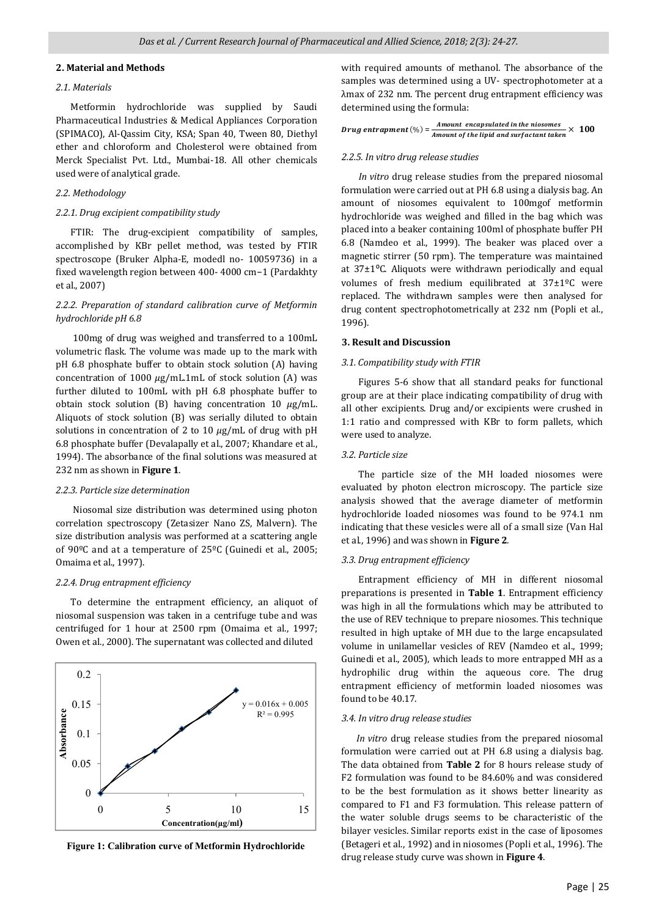## 2. Material and Methods

### 2.1. Materials

Metformin hydrochloride was supplied by Saudi Pharmaceutical Industries & Medical Appliances Corporation (SPIMACO), Al-Qassim City, KSA; Span 40, Tween 80, Diethyl ether and chloroform and Cholesterol were obtained from Merck Specialist Pvt. Ltd., Mumbai-18. All other chemicals used were of analytical grade.

### 2.2. Methodology

#### 2.2.1. Drug excipient compatibility study

FTIR: The drug-excipient compatibility of samples, accomplished by KBr pellet method, was tested by FTIR spectroscope (Bruker Alpha-E, modedl no- 10059736) in a fixed wavelength region between 400- 4000 cm−1 (Pardakhty et al., 2007)

#### 2.2.2. Preparation of standard calibration curve of Metformin hydrochloride pH 6.8

100mg of drug was weighed and transferred to a 100mL volumetric flask. The volume was made up to the mark with pH 6.8 phosphate buffer to obtain stock solution (A) having concentration of 1000 $\mu$g/mL.1mL of stock solution (A) was further diluted to 100mL with pH 6.8 phosphate buffer to obtain stock solution (B) having concentration 10 $\mu$g/mL. Aliquots of stock solution (B) was serially diluted to obtain solutions in concentration of 2 to 10 $\mu$g/mL of drug with pH 6.8 phosphate buffer (Devalapally et al., 2007; Khandare et al., 1994). The absorbance of the final solutions was measured at 232 nm as shown in **Figure 1**.

#### 2.2.3. Particle size determination

Niosomal size distribution was determined using photon correlation spectroscopy (Zetasizer Nano ZS, Malvern). The size distribution analysis was performed at a scattering angle of 90ºC and at a temperature of 25ºC (Guinedi et al., 2005; Omaima et al., 1997).

#### 2.2.4. Drug entrapment efficiency

To determine the entrapment efficiency, an aliquot of niosomal suspension was taken in a centrifuge tube and was centrifuged for 1 hour at 2500 rpm (Omaima et al., 1997; Owen et al., 2000). The supernatant was collected and diluted with required amounts of methanol. The absorbance of the samples was determined using a UV- spectrophotometer at a λmax of 232 nm. The percent drug entrapment efficiency was determined using the formula:

$$\textbf{Drug entrapment}\ (\%) = \frac{\textit{Amount encapsulated in the niosomes}}{\textit{Amount of the lipid and surfactant taken}} \times \mathbf{100}$$

#### 2.2.5. In vitro drug release studies

*In vitro* drug release studies from the prepared niosomal formulation were carried out at PH 6.8 using a dialysis bag. An amount of niosomes equivalent to 100mgof metformin hydrochloride was weighed and filled in the bag which was placed into a beaker containing 100ml of phosphate buffer PH 6.8 (Namdeo et al., 1999). The beaker was placed over a magnetic stirrer (50 rpm). The temperature was maintained at 37±1ºC. Aliquots were withdrawn periodically and equal volumes of fresh medium equilibrated at 37±1ºC were replaced. The withdrawn samples were then analysed for drug content spectrophotometrically at 232 nm (Popli et al., 1996).

Figure 1: Calibration curve of Metformin Hydrochloride

## 3. Result and Discussion

### 3.1. Compatibility study with FTIR

Figures 5-6 show that all standard peaks for functional group are at their place indicating compatibility of drug with all other excipients. Drug and/or excipients were crushed in 1:1 ratio and compressed with KBr to form pallets, which were used to analyze.

### 3.2. Particle size

The particle size of the MH loaded niosomes were evaluated by photon electron microscopy. The particle size analysis showed that the average diameter of metformin hydrochloride loaded niosomes was found to be 974.1 nm indicating that these vesicles were all of a small size (Van Hal et al., 1996) and was shown in **Figure 2**.

### 3.3. Drug entrapment efficiency

Entrapment efficiency of MH in different niosomal preparations is presented in **Table 1**. Entrapment efficiency was high in all the formulations which may be attributed to the use of REV technique to prepare niosomes. This technique resulted in high uptake of MH due to the large encapsulated volume in unilamellar vesicles of REV (Namdeo et al., 1999; Guinedi et al., 2005), which leads to more entrapped MH as a hydrophilic drug within the aqueous core. The drug entrapment efficiency of metformin loaded niosomes was found to be 40.17.

### 3.4. In vitro drug release studies

*In vitro* drug release studies from the prepared niosomal formulation were carried out at PH 6.8 using a dialysis bag. The data obtained from **Table 2** for 8 hours release study of F2 formulation was found to be 84.60% and was considered to be the best formulation as it shows better linearity as compared to F1 and F3 formulation. This release pattern of the water soluble drugs seems to be characteristic of the bilayer vesicles. Similar reports exist in the case of liposomes (Betageri et al., 1992) and in niosomes (Popli et al., 1996). The drug release study curve was shown in **Figure 4**.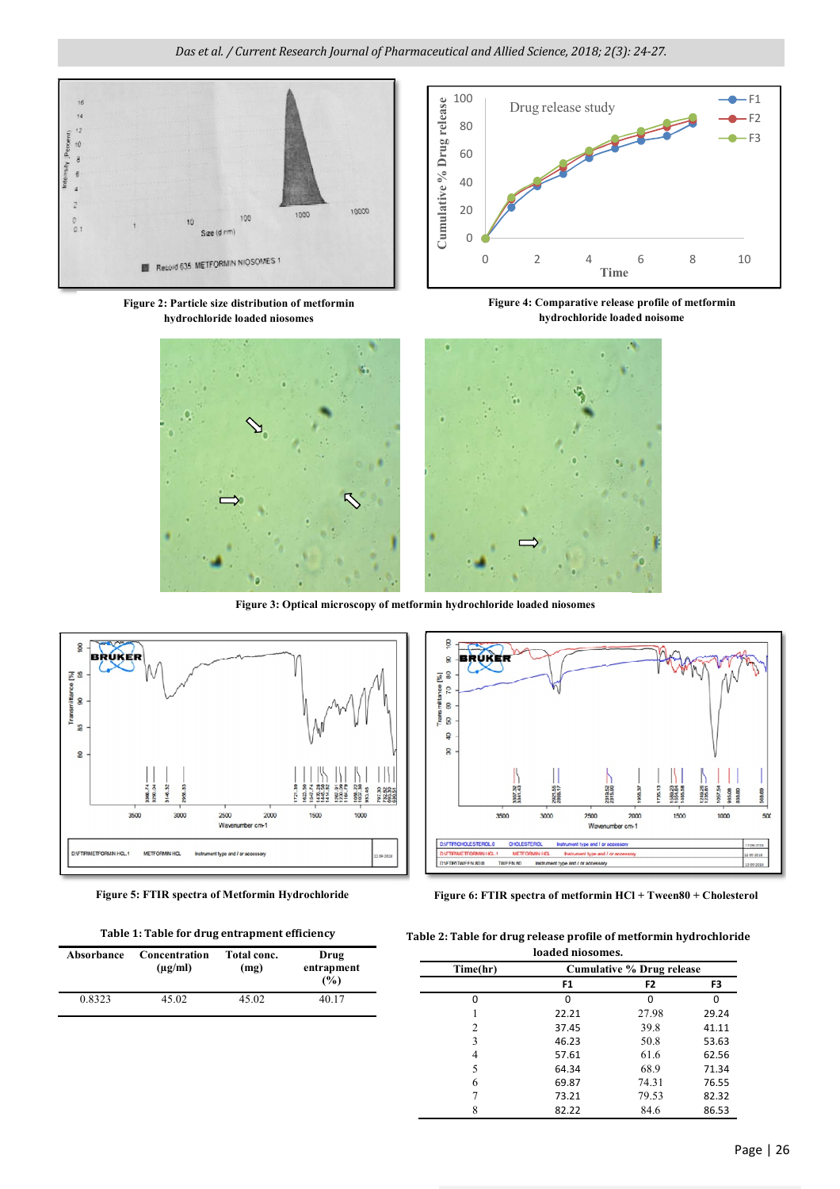Figure 2: Particle size distribution of metformin hydrochloride loaded niosomes

Figure 4: Comparative release profile of metformin hydrochloride loaded noisome

Figure 3: Optical microscopy of metformin hydrochloride loaded niosomes

Figure 5: FTIR spectra of Metformin Hydrochloride

Figure 6: FTIR spectra of metformin HCl + Tween80 + Cholesterol

**Table 1: Table for drug entrapment efficiency**

| Absorbance | Concentration (µg/ml) | Total conc. (mg) | Drug entrapment (%) |
|---|---|---|---|
| 0.8323 | 45.02 | 45.02 | 40.17 |

**Table 2: Table for drug release profile of metformin hydrochloride loaded niosomes.**

| Time(hr) | Cumulative % Drug release | | |
|---|---|---|---|
| | F1 | F2 | F3 |
| 0 | 0 | 0 | 0 |
| 1 | 22.21 | 27.98 | 29.24 |
| 2 | 37.45 | 39.8 | 41.11 |
| 3 | 46.23 | 50.8 | 53.63 |
| 4 | 57.61 | 61.6 | 62.56 |
| 5 | 64.34 | 68.9 | 71.34 |
| 6 | 69.87 | 74.31 | 76.55 |
| 7 | 73.21 | 79.53 | 82.32 |
| 8 | 82.22 | 84.6 | 86.53 |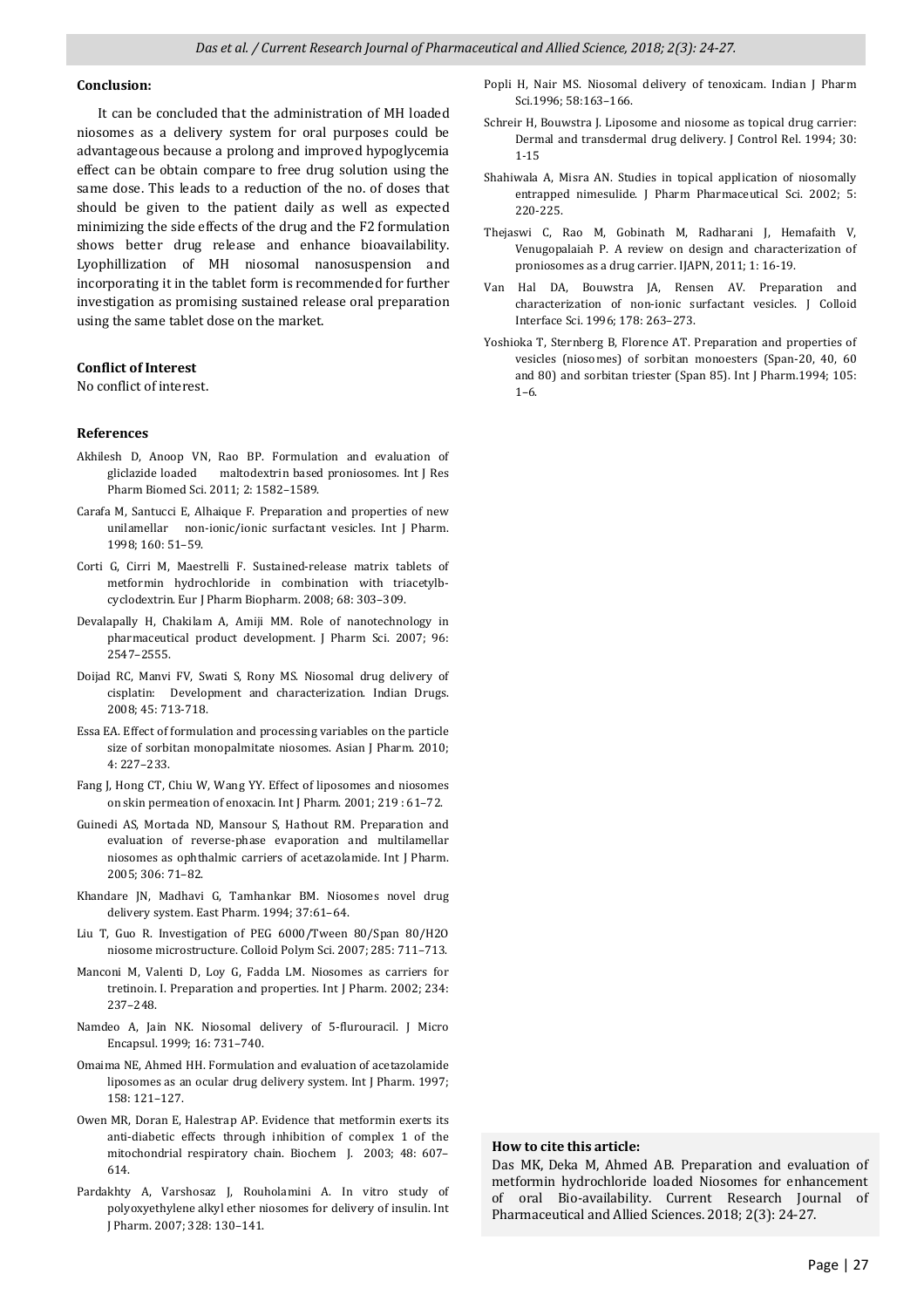**Conclusion:**

It can be concluded that the administration of MH loaded niosomes as a delivery system for oral purposes could be advantageous because a prolong and improved hypoglycemia effect can be obtain compare to free drug solution using the same dose. This leads to a reduction of the no. of doses that should be given to the patient daily as well as expected minimizing the side effects of the drug and the F2 formulation shows better drug release and enhance bioavailability. Lyophillization of MH niosomal nanosuspension and incorporating it in the tablet form is recommended for further investigation as promising sustained release oral preparation using the same tablet dose on the market.

**Conflict of Interest**

No conflict of interest.

**References**

Akhilesh D, Anoop VN, Rao BP. Formulation and evaluation of gliclazide loaded maltodextrin based proniosomes. Int J Res Pharm Biomed Sci. 2011; 2: 1582–1589.

Carafa M, Santucci E, Alhaique F. Preparation and properties of new unilamellar non-ionic/ionic surfactant vesicles. Int J Pharm. 1998; 160: 51–59.

Corti G, Cirri M, Maestrelli F. Sustained-release matrix tablets of metformin hydrochloride in combination with triacetylb-cyclodextrin. Eur J Pharm Biopharm. 2008; 68: 303–309.

Devalapally H, Chakilam A, Amiji MM. Role of nanotechnology in pharmaceutical product development. J Pharm Sci. 2007; 96: 2547–2555.

Doijad RC, Manvi FV, Swati S, Rony MS. Niosomal drug delivery of cisplatin: Development and characterization. Indian Drugs. 2008; 45: 713-718.

Essa EA. Effect of formulation and processing variables on the particle size of sorbitan monopalmitate niosomes. Asian J Pharm. 2010; 4: 227–233.

Fang J, Hong CT, Chiu W, Wang YY. Effect of liposomes and niosomes on skin permeation of enoxacin. Int J Pharm. 2001; 219 : 61–72.

Guinedi AS, Mortada ND, Mansour S, Hathout RM. Preparation and evaluation of reverse-phase evaporation and multilamellar niosomes as ophthalmic carriers of acetazolamide. Int J Pharm. 2005; 306: 71–82.

Khandare JN, Madhavi G, Tamhankar BM. Niosomes novel drug delivery system. East Pharm. 1994; 37:61–64.

Liu T, Guo R. Investigation of PEG 6000/Tween 80/Span 80/H2O niosome microstructure. Colloid Polym Sci. 2007; 285: 711–713.

Manconi M, Valenti D, Loy G, Fadda LM. Niosomes as carriers for tretinoin. I. Preparation and properties. Int J Pharm. 2002; 234: 237–248.

Namdeo A, Jain NK. Niosomal delivery of 5-flurouracil. J Micro Encapsul. 1999; 16: 731–740.

Omaima NE, Ahmed HH. Formulation and evaluation of acetazolamide liposomes as an ocular drug delivery system. Int J Pharm. 1997; 158: 121–127.

Owen MR, Doran E, Halestrap AP. Evidence that metformin exerts its anti-diabetic effects through inhibition of complex 1 of the mitochondrial respiratory chain. Biochem J. 2003; 48: 607–614.

Pardakhty A, Varshosaz J, Rouholamini A. In vitro study of polyoxyethylene alkyl ether niosomes for delivery of insulin. Int J Pharm. 2007; 328: 130–141.

Popli H, Nair MS. Niosomal delivery of tenoxicam. Indian J Pharm Sci.1996; 58:163–166.

Schreir H, Bouwstra J. Liposome and niosome as topical drug carrier: Dermal and transdermal drug delivery. J Control Rel. 1994; 30: 1-15

Shahiwala A, Misra AN. Studies in topical application of niosomally entrapped nimesulide. J Pharm Pharmaceutical Sci. 2002; 5: 220-225.

Thejaswi C, Rao M, Gobinath M, Radharani J, Hemafaith V, Venugopalaiah P. A review on design and characterization of proniosomes as a drug carrier. IJAPN, 2011; 1: 16-19.

Van Hal DA, Bouwstra JA, Rensen AV. Preparation and characterization of non-ionic surfactant vesicles. J Colloid Interface Sci. 1996; 178: 263–273.

Yoshioka T, Sternberg B, Florence AT. Preparation and properties of vesicles (niosomes) of sorbitan monoesters (Span-20, 40, 60 and 80) and sorbitan triester (Span 85). Int J Pharm.1994; 105: 1–6.

**How to cite this article:**

Das MK, Deka M, Ahmed AB. Preparation and evaluation of metformin hydrochloride loaded Niosomes for enhancement of oral Bio-availability. Current Research Journal of Pharmaceutical and Allied Sciences. 2018; 2(3): 24-27.